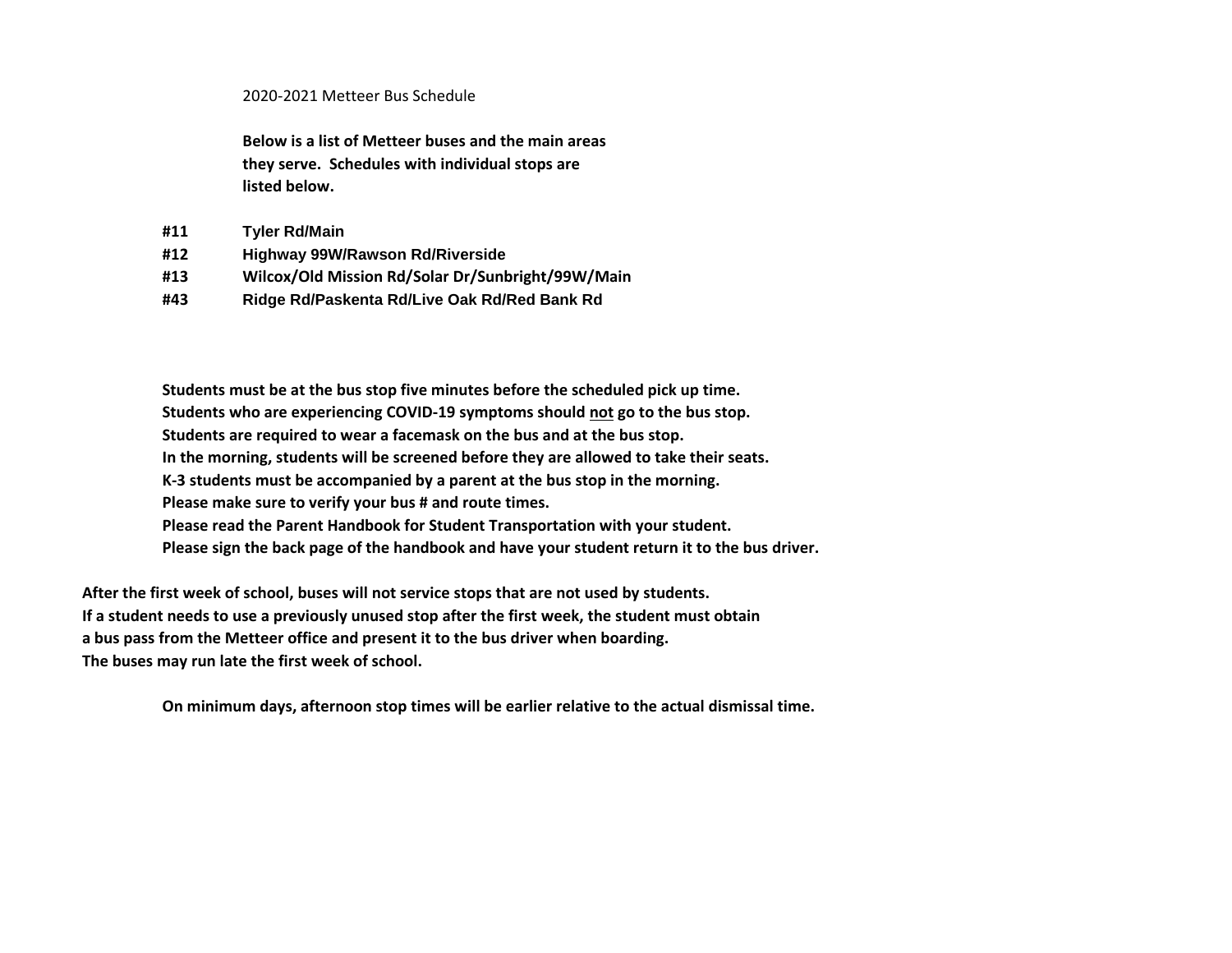2020-2021 Metteer Bus Schedule

**Below is a list of Metteer buses and the main areas they serve. Schedules with individual stops are listed below.**

| | |
|---|---|
| **#11** | **Tyler Rd/Main** |
| **#12** | **Highway 99W/Rawson Rd/Riverside** |
| **#13** | **Wilcox/Old Mission Rd/Solar Dr/Sunbright/99W/Main** |
| **#43** | **Ridge Rd/Paskenta Rd/Live Oak Rd/Red Bank Rd** |

**Students must be at the bus stop five minutes before the scheduled pick up time.**
**Students who are experiencing COVID-19 symptoms should <u>not</u> go to the bus stop.**
**Students are required to wear a facemask on the bus and at the bus stop.**
**In the morning, students will be screened before they are allowed to take their seats.**
**K-3 students must be accompanied by a parent at the bus stop in the morning.**
**Please make sure to verify your bus # and route times.**
**Please read the Parent Handbook for Student Transportation with your student.**
**Please sign the back page of the handbook and have your student return it to the bus driver.**

**After the first week of school, buses will not service stops that are not used by students.**
**If a student needs to use a previously unused stop after the first week, the student must obtain a bus pass from the Metteer office and present it to the bus driver when boarding.**
**The buses may run late the first week of school.**

**On minimum days, afternoon stop times will be earlier relative to the actual dismissal time.**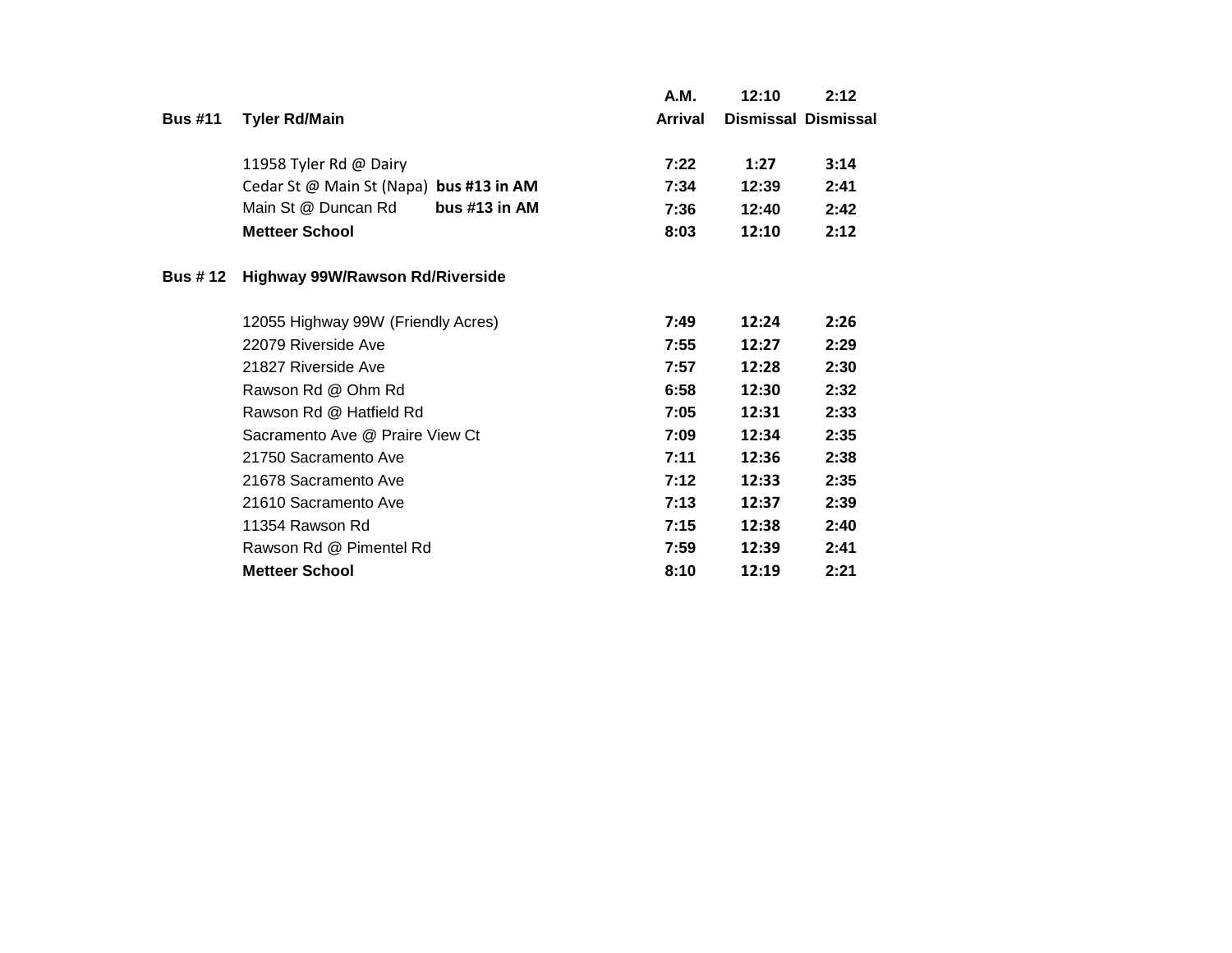| | | A.M. | 12:10 | 2:12 |
|---|---|---|---|---|
| **Bus #11** | **Tyler Rd/Main** | **Arrival** | **Dismissal** | **Dismissal** |
| | 11958 Tyler Rd @ Dairy | **7:22** | **1:27** | **3:14** |
| | Cedar St @ Main St (Napa) **bus #13 in AM** | **7:34** | **12:39** | **2:41** |
| | Main St @ Duncan Rd **bus #13 in AM** | **7:36** | **12:40** | **2:42** |
| | **Metteer School** | **8:03** | **12:10** | **2:12** |
| **Bus # 12** | **Highway 99W/Rawson Rd/Riverside** | | | |
| | 12055 Highway 99W (Friendly Acres) | **7:49** | **12:24** | **2:26** |
| | 22079 Riverside Ave | **7:55** | **12:27** | **2:29** |
| | 21827 Riverside Ave | **7:57** | **12:28** | **2:30** |
| | Rawson Rd @ Ohm Rd | **6:58** | **12:30** | **2:32** |
| | Rawson Rd @ Hatfield Rd | **7:05** | **12:31** | **2:33** |
| | Sacramento Ave @ Praire View Ct | **7:09** | **12:34** | **2:35** |
| | 21750 Sacramento Ave | **7:11** | **12:36** | **2:38** |
| | 21678 Sacramento Ave | **7:12** | **12:33** | **2:35** |
| | 21610 Sacramento Ave | **7:13** | **12:37** | **2:39** |
| | 11354 Rawson Rd | **7:15** | **12:38** | **2:40** |
| | Rawson Rd @ Pimentel Rd | **7:59** | **12:39** | **2:41** |
| | **Metteer School** | **8:10** | **12:19** | **2:21** |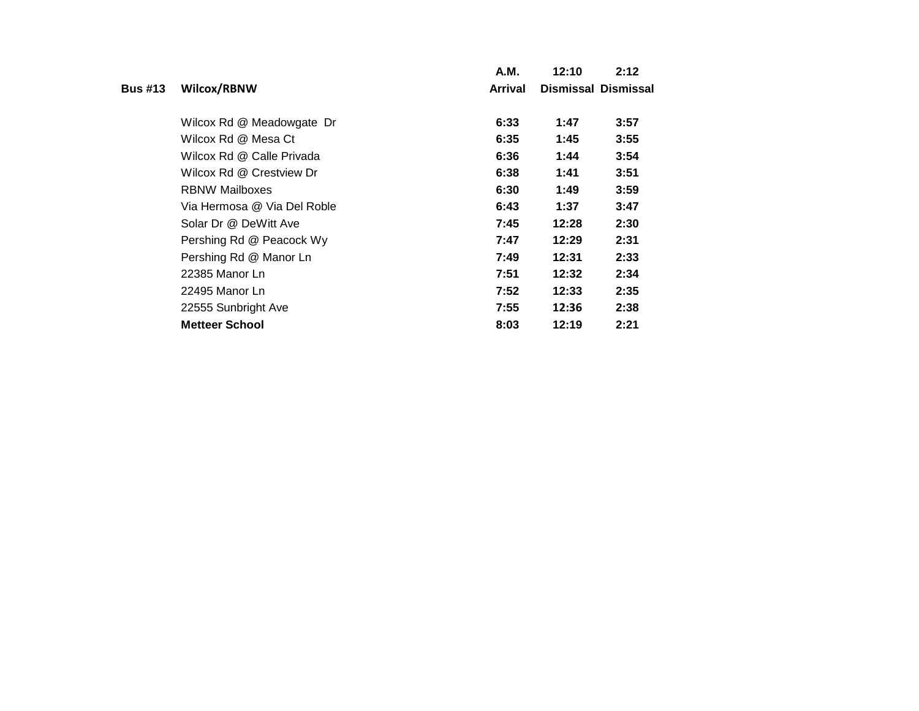| Bus #13 | Wilcox/RBNW | A.M. Arrival | 12:10 Dismissal | 2:12 Dismissal |
|---|---|---|---|---|
| | Wilcox Rd @ Meadowgate Dr | 6:33 | 1:47 | 3:57 |
| | Wilcox Rd @ Mesa Ct | 6:35 | 1:45 | 3:55 |
| | Wilcox Rd @ Calle Privada | 6:36 | 1:44 | 3:54 |
| | Wilcox Rd @ Crestview Dr | 6:38 | 1:41 | 3:51 |
| | RBNW Mailboxes | 6:30 | 1:49 | 3:59 |
| | Via Hermosa @ Via Del Roble | 6:43 | 1:37 | 3:47 |
| | Solar Dr @ DeWitt Ave | 7:45 | 12:28 | 2:30 |
| | Pershing Rd @ Peacock Wy | 7:47 | 12:29 | 2:31 |
| | Pershing Rd @ Manor Ln | 7:49 | 12:31 | 2:33 |
| | 22385 Manor Ln | 7:51 | 12:32 | 2:34 |
| | 22495 Manor Ln | 7:52 | 12:33 | 2:35 |
| | 22555 Sunbright Ave | 7:55 | 12:36 | 2:38 |
| | **Metteer School** | 8:03 | 12:19 | 2:21 |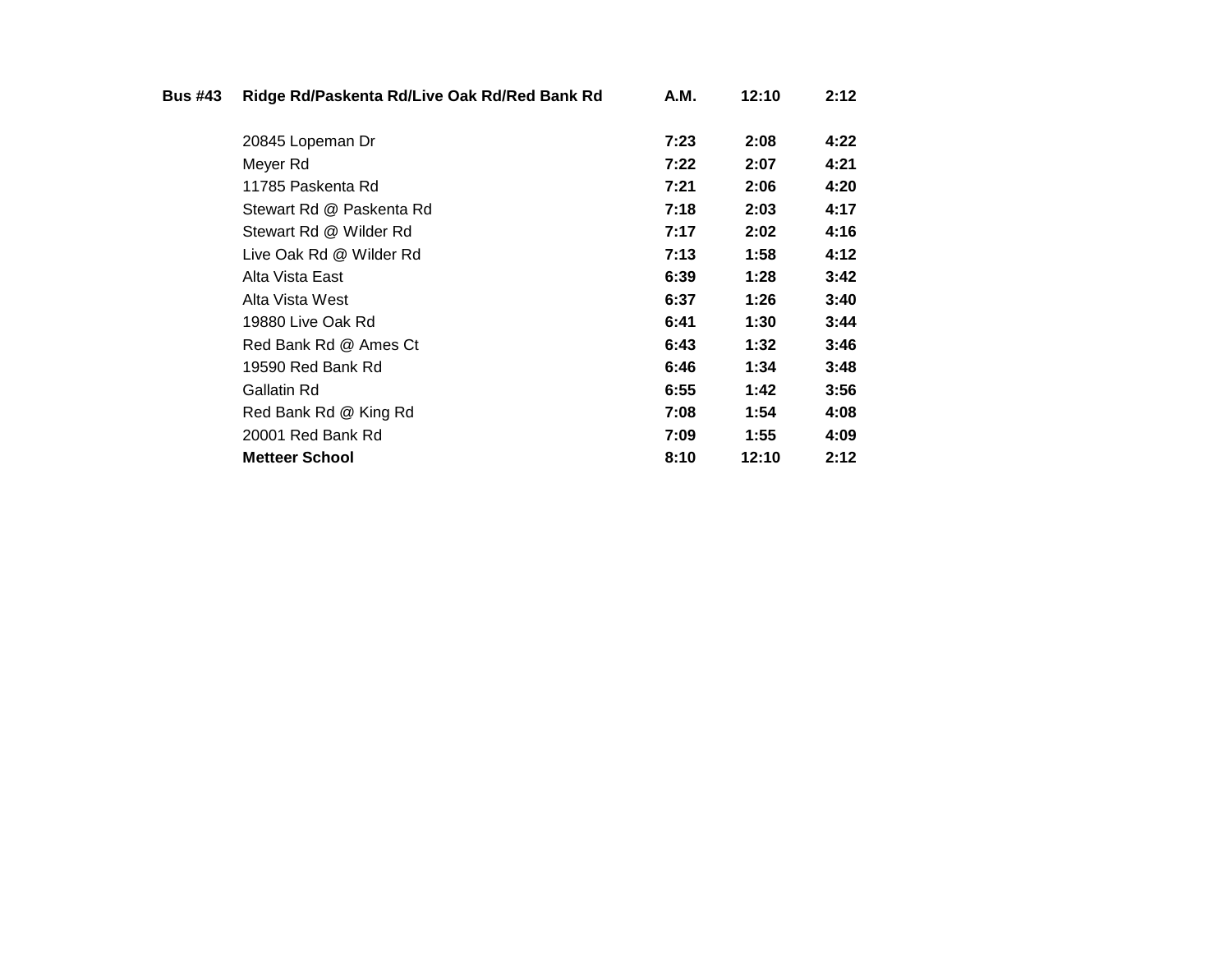| Bus #43 | Ridge Rd/Paskenta Rd/Live Oak Rd/Red Bank Rd | A.M. | 12:10 | 2:12 |
|---|---|---|---|---|
| | 20845 Lopeman Dr | **7:23** | **2:08** | **4:22** |
| | Meyer Rd | **7:22** | **2:07** | **4:21** |
| | 11785 Paskenta Rd | **7:21** | **2:06** | **4:20** |
| | Stewart Rd @ Paskenta Rd | **7:18** | **2:03** | **4:17** |
| | Stewart Rd @ Wilder Rd | **7:17** | **2:02** | **4:16** |
| | Live Oak Rd @ Wilder Rd | **7:13** | **1:58** | **4:12** |
| | Alta Vista East | **6:39** | **1:28** | **3:42** |
| | Alta Vista West | **6:37** | **1:26** | **3:40** |
| | 19880 Live Oak Rd | **6:41** | **1:30** | **3:44** |
| | Red Bank Rd @ Ames Ct | **6:43** | **1:32** | **3:46** |
| | 19590 Red Bank Rd | **6:46** | **1:34** | **3:48** |
| | Gallatin Rd | **6:55** | **1:42** | **3:56** |
| | Red Bank Rd @ King Rd | **7:08** | **1:54** | **4:08** |
| | 20001 Red Bank Rd | **7:09** | **1:55** | **4:09** |
| | **Metteer School** | **8:10** | **12:10** | **2:12** |